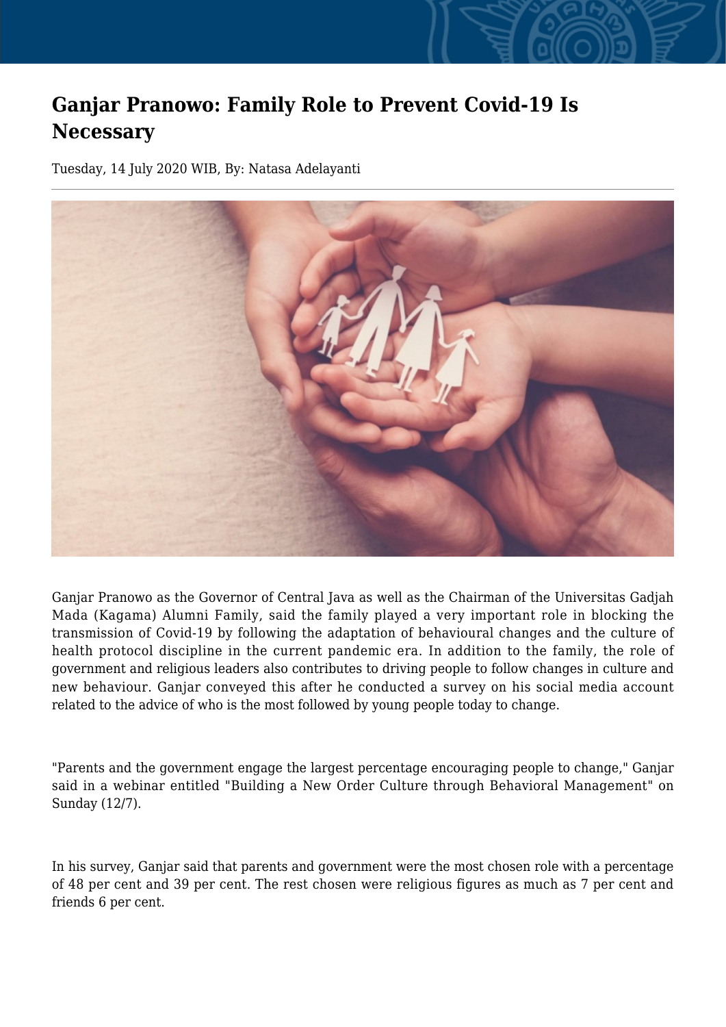# Ganjar Pranowo: Family Role to Prevent Covid-19 Is Necessary

Tuesday, 14 July 2020 WIB, By: Natasa Adelayanti

---

Ganjar Pranowo as the Governor of Central Java as well as the Chairman of the Universitas Gadjah Mada (Kagama) Alumni Family, said the family played a very important role in blocking the transmission of Covid-19 by following the adaptation of behavioural changes and the culture of health protocol discipline in the current pandemic era. In addition to the family, the role of government and religious leaders also contributes to driving people to follow changes in culture and new behaviour. Ganjar conveyed this after he conducted a survey on his social media account related to the advice of who is the most followed by young people today to change.

"Parents and the government engage the largest percentage encouraging people to change," Ganjar said in a webinar entitled "Building a New Order Culture through Behavioral Management" on Sunday (12/7).

In his survey, Ganjar said that parents and government were the most chosen role with a percentage of 48 per cent and 39 per cent. The rest chosen were religious figures as much as 7 per cent and friends 6 per cent.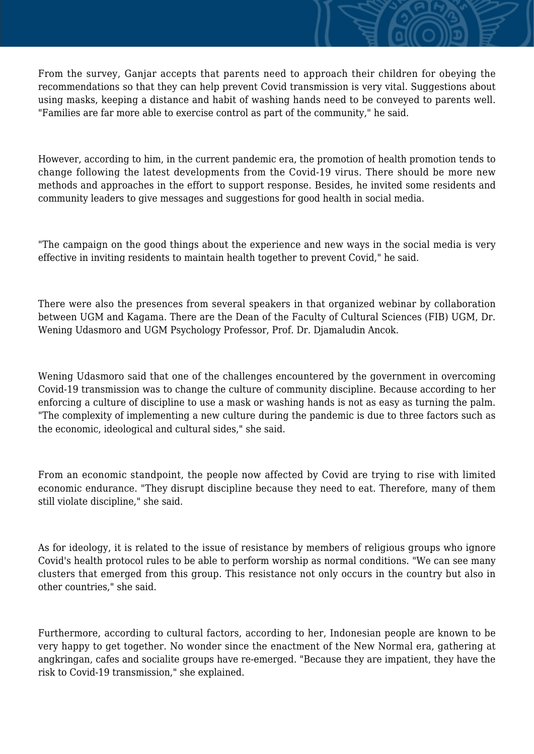From the survey, Ganjar accepts that parents need to approach their children for obeying the recommendations so that they can help prevent Covid transmission is very vital. Suggestions about using masks, keeping a distance and habit of washing hands need to be conveyed to parents well. "Families are far more able to exercise control as part of the community," he said.

However, according to him, in the current pandemic era, the promotion of health promotion tends to change following the latest developments from the Covid-19 virus. There should be more new methods and approaches in the effort to support response. Besides, he invited some residents and community leaders to give messages and suggestions for good health in social media.

"The campaign on the good things about the experience and new ways in the social media is very effective in inviting residents to maintain health together to prevent Covid," he said.

There were also the presences from several speakers in that organized webinar by collaboration between UGM and Kagama. There are the Dean of the Faculty of Cultural Sciences (FIB) UGM, Dr. Wening Udasmoro and UGM Psychology Professor, Prof. Dr. Djamaludin Ancok.

Wening Udasmoro said that one of the challenges encountered by the government in overcoming Covid-19 transmission was to change the culture of community discipline. Because according to her enforcing a culture of discipline to use a mask or washing hands is not as easy as turning the palm. "The complexity of implementing a new culture during the pandemic is due to three factors such as the economic, ideological and cultural sides," she said.

From an economic standpoint, the people now affected by Covid are trying to rise with limited economic endurance. "They disrupt discipline because they need to eat. Therefore, many of them still violate discipline," she said.

As for ideology, it is related to the issue of resistance by members of religious groups who ignore Covid's health protocol rules to be able to perform worship as normal conditions. "We can see many clusters that emerged from this group. This resistance not only occurs in the country but also in other countries," she said.

Furthermore, according to cultural factors, according to her, Indonesian people are known to be very happy to get together. No wonder since the enactment of the New Normal era, gathering at angkringan, cafes and socialite groups have re-emerged. "Because they are impatient, they have the risk to Covid-19 transmission," she explained.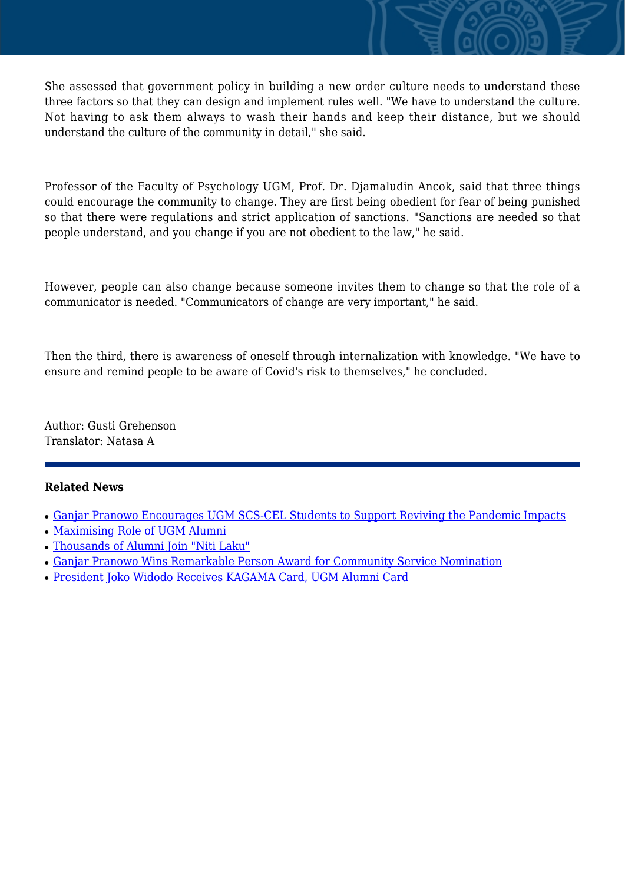She assessed that government policy in building a new order culture needs to understand these three factors so that they can design and implement rules well. "We have to understand the culture. Not having to ask them always to wash their hands and keep their distance, but we should understand the culture of the community in detail," she said.

Professor of the Faculty of Psychology UGM, Prof. Dr. Djamaludin Ancok, said that three things could encourage the community to change. They are first being obedient for fear of being punished so that there were regulations and strict application of sanctions. "Sanctions are needed so that people understand, and you change if you are not obedient to the law," he said.

However, people can also change because someone invites them to change so that the role of a communicator is needed. "Communicators of change are very important," he said.

Then the third, there is awareness of oneself through internalization with knowledge. "We have to ensure and remind people to be aware of Covid's risk to themselves," he concluded.

Author: Gusti Grehenson
Translator: Natasa A

---

**Related News**

- Ganjar Pranowo Encourages UGM SCS-CEL Students to Support Reviving the Pandemic Impacts
- Maximising Role of UGM Alumni
- Thousands of Alumni Join "Niti Laku"
- Ganjar Pranowo Wins Remarkable Person Award for Community Service Nomination
- President Joko Widodo Receives KAGAMA Card, UGM Alumni Card